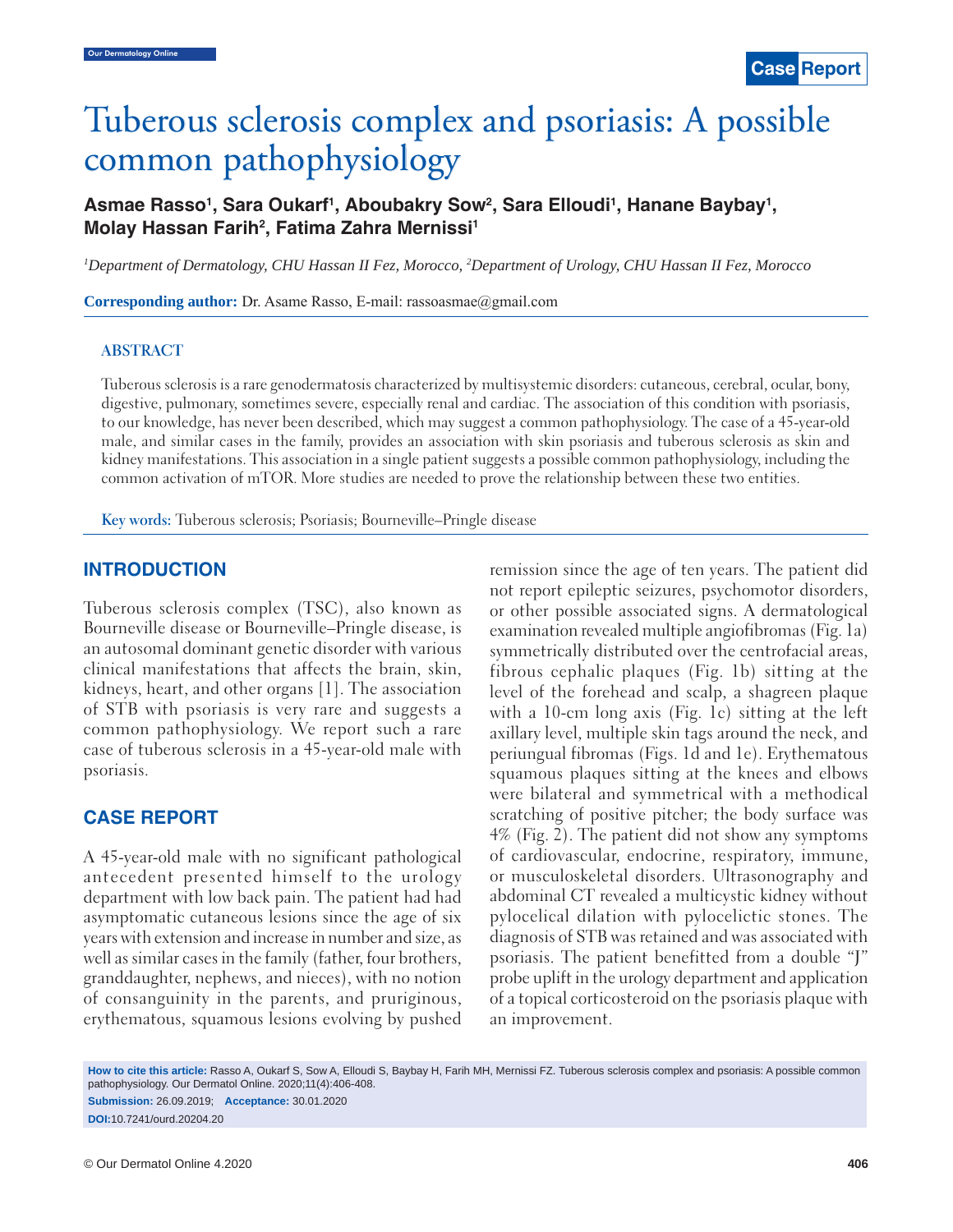# Tuberous sclerosis complex and psoriasis: A possible common pathophysiology

**Asmae Rasso[1], Sara Oukarf[1], Aboubakry Sow[2], Sara Elloudi[1], Hanane Baybay[1], Molay Hassan Farih[2], Fatima Zahra Mernissi[1]**

*[1]Department of Dermatology, CHU Hassan II Fez, Morocco, [2]Department of Urology, CHU Hassan II Fez, Morocco*

**Corresponding author:** Dr. Asame Rasso, E-mail: rassoasmae@gmail.com

## ABSTRACT

Tuberous sclerosis is a rare genodermatosis characterized by multisystemic disorders: cutaneous, cerebral, ocular, bony, digestive, pulmonary, sometimes severe, especially renal and cardiac. The association of this condition with psoriasis, to our knowledge, has never been described, which may suggest a common pathophysiology. The case of a 45-year-old male, and similar cases in the family, provides an association with skin psoriasis and tuberous sclerosis as skin and kidney manifestations. This association in a single patient suggests a possible common pathophysiology, including the common activation of mTOR. More studies are needed to prove the relationship between these two entities.

**Key words:** Tuberous sclerosis; Psoriasis; Bourneville–Pringle disease

## INTRODUCTION

Tuberous sclerosis complex (TSC), also known as Bourneville disease or Bourneville–Pringle disease, is an autosomal dominant genetic disorder with various clinical manifestations that affects the brain, skin, kidneys, heart, and other organs [1]. The association of STB with psoriasis is very rare and suggests a common pathophysiology. We report such a rare case of tuberous sclerosis in a 45-year-old male with psoriasis.

## CASE REPORT

A 45-year-old male with no significant pathological antecedent presented himself to the urology department with low back pain. The patient had had asymptomatic cutaneous lesions since the age of six years with extension and increase in number and size, as well as similar cases in the family (father, four brothers, granddaughter, nephews, and nieces), with no notion of consanguinity in the parents, and pruriginous, erythematous, squamous lesions evolving by pushed remission since the age of ten years. The patient did not report epileptic seizures, psychomotor disorders, or other possible associated signs. A dermatological examination revealed multiple angiofibromas (Fig. 1a) symmetrically distributed over the centrofacial areas, fibrous cephalic plaques (Fig. 1b) sitting at the level of the forehead and scalp, a shagreen plaque with a 10-cm long axis (Fig. 1c) sitting at the left axillary level, multiple skin tags around the neck, and periungual fibromas (Figs. 1d and 1e). Erythematous squamous plaques sitting at the knees and elbows were bilateral and symmetrical with a methodical scratching of positive pitcher; the body surface was 4% (Fig. 2). The patient did not show any symptoms of cardiovascular, endocrine, respiratory, immune, or musculoskeletal disorders. Ultrasonography and abdominal CT revealed a multicystic kidney without pylocelical dilation with pylocelictic stones. The diagnosis of STB was retained and was associated with psoriasis. The patient benefitted from a double "J" probe uplift in the urology department and application of a topical corticosteroid on the psoriasis plaque with an improvement.

**How to cite this article:** Rasso A, Oukarf S, Sow A, Elloudi S, Baybay H, Farih MH, Mernissi FZ. Tuberous sclerosis complex and psoriasis: A possible common pathophysiology. Our Dermatol Online. 2020;11(4):406-408.

**Submission:** 26.09.2019; **Acceptance:** 30.01.2020

**DOI:** 10.7241/ourd.20204.20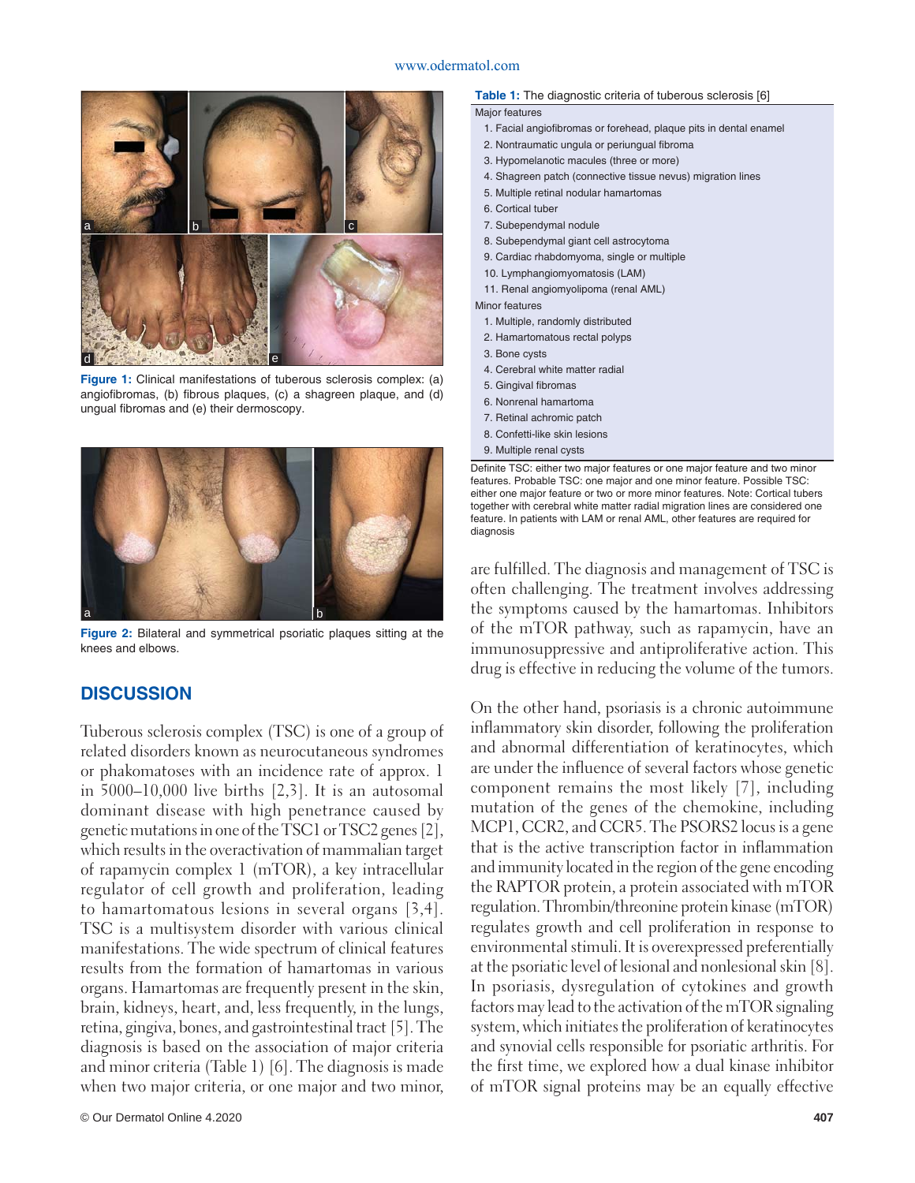Figure 1: Clinical manifestations of tuberous sclerosis complex: (a) angiofibromas, (b) fibrous plaques, (c) a shagreen plaque, and (d) ungual fibromas and (e) their dermoscopy.

Figure 2: Bilateral and symmetrical psoriatic plaques sitting at the knees and elbows.

## DISCUSSION

Tuberous sclerosis complex (TSC) is one of a group of related disorders known as neurocutaneous syndromes or phakomatoses with an incidence rate of approx. 1 in 5000–10,000 live births [2,3]. It is an autosomal dominant disease with high penetrance caused by genetic mutations in one of the TSC1 or TSC2 genes [2], which results in the overactivation of mammalian target of rapamycin complex 1 (mTOR), a key intracellular regulator of cell growth and proliferation, leading to hamartomatous lesions in several organs [3,4]. TSC is a multisystem disorder with various clinical manifestations. The wide spectrum of clinical features results from the formation of hamartomas in various organs. Hamartomas are frequently present in the skin, brain, kidneys, heart, and, less frequently, in the lungs, retina, gingiva, bones, and gastrointestinal tract [5]. The diagnosis is based on the association of major criteria and minor criteria (Table 1) [6]. The diagnosis is made when two major criteria, or one major and two minor, are fulfilled. The diagnosis and management of TSC is often challenging. The treatment involves addressing the symptoms caused by the hamartomas. Inhibitors of the mTOR pathway, such as rapamycin, have an immunosuppressive and antiproliferative action. This drug is effective in reducing the volume of the tumors.

Table 1: The diagnostic criteria of tuberous sclerosis [6]

| Major features |
|---|
| 1. Facial angiofibromas or forehead, plaque pits in dental enamel |
| 2. Nontraumatic ungula or periungual fibroma |
| 3. Hypomelanotic macules (three or more) |
| 4. Shagreen patch (connective tissue nevus) migration lines |
| 5. Multiple retinal nodular hamartomas |
| 6. Cortical tuber |
| 7. Subependymal nodule |
| 8. Subependymal giant cell astrocytoma |
| 9. Cardiac rhabdomyoma, single or multiple |
| 10. Lymphangiomyomatosis (LAM) |
| 11. Renal angiomyolipoma (renal AML) |
| **Minor features** |
| 1. Multiple, randomly distributed |
| 2. Hamartomatous rectal polyps |
| 3. Bone cysts |
| 4. Cerebral white matter radial |
| 5. Gingival fibromas |
| 6. Nonrenal hamartoma |
| 7. Retinal achromic patch |
| 8. Confetti-like skin lesions |
| 9. Multiple renal cysts |

Definite TSC: either two major features or one major feature and two minor features. Probable TSC: one major and one minor feature. Possible TSC: either one major feature or two or more minor features. Note: Cortical tubers together with cerebral white matter radial migration lines are considered one feature. In patients with LAM or renal AML, other features are required for diagnosis

On the other hand, psoriasis is a chronic autoimmune inflammatory skin disorder, following the proliferation and abnormal differentiation of keratinocytes, which are under the influence of several factors whose genetic component remains the most likely [7], including mutation of the genes of the chemokine, including MCP1, CCR2, and CCR5. The PSORS2 locus is a gene that is the active transcription factor in inflammation and immunity located in the region of the gene encoding the RAPTOR protein, a protein associated with mTOR regulation. Thrombin/threonine protein kinase (mTOR) regulates growth and cell proliferation in response to environmental stimuli. It is overexpressed preferentially at the psoriatic level of lesional and nonlesional skin [8]. In psoriasis, dysregulation of cytokines and growth factors may lead to the activation of the mTOR signaling system, which initiates the proliferation of keratinocytes and synovial cells responsible for psoriatic arthritis. For the first time, we explored how a dual kinase inhibitor of mTOR signal proteins may be an equally effective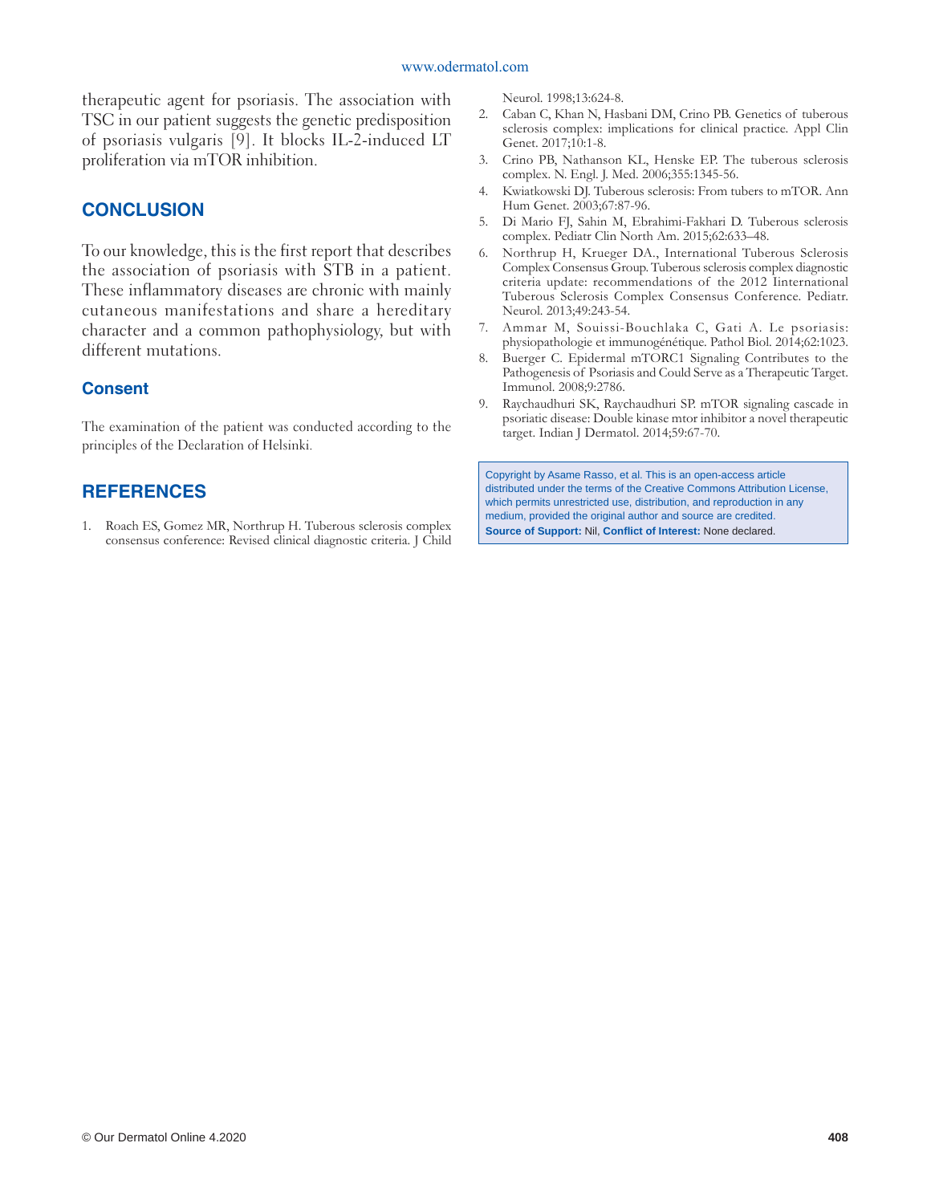therapeutic agent for psoriasis. The association with TSC in our patient suggests the genetic predisposition of psoriasis vulgaris [9]. It blocks IL-2-induced LT proliferation via mTOR inhibition.

## CONCLUSION

To our knowledge, this is the first report that describes the association of psoriasis with STB in a patient. These inflammatory diseases are chronic with mainly cutaneous manifestations and share a hereditary character and a common pathophysiology, but with different mutations.

### Consent

The examination of the patient was conducted according to the principles of the Declaration of Helsinki.

## REFERENCES

1. Roach ES, Gomez MR, Northrup H. Tuberous sclerosis complex consensus conference: Revised clinical diagnostic criteria. J Child Neurol. 1998;13:624-8.
2. Caban C, Khan N, Hasbani DM, Crino PB. Genetics of tuberous sclerosis complex: implications for clinical practice. Appl Clin Genet. 2017;10:1-8.
3. Crino PB, Nathanson KL, Henske EP. The tuberous sclerosis complex. N. Engl. J. Med. 2006;355:1345-56.
4. Kwiatkowski DJ. Tuberous sclerosis: From tubers to mTOR. Ann Hum Genet. 2003;67:87-96.
5. Di Mario FJ, Sahin M, Ebrahimi-Fakhari D. Tuberous sclerosis complex. Pediatr Clin North Am. 2015;62:633–48.
6. Northrup H, Krueger DA., International Tuberous Sclerosis Complex Consensus Group. Tuberous sclerosis complex diagnostic criteria update: recommendations of the 2012 Iinternational Tuberous Sclerosis Complex Consensus Conference. Pediatr. Neurol. 2013;49:243-54.
7. Ammar M, Souissi-Bouchlaka C, Gati A. Le psoriasis: physiopathologie et immunogénétique. Pathol Biol. 2014;62:1023.
8. Buerger C. Epidermal mTORC1 Signaling Contributes to the Pathogenesis of Psoriasis and Could Serve as a Therapeutic Target. Immunol. 2008;9:2786.
9. Raychaudhuri SK, Raychaudhuri SP. mTOR signaling cascade in psoriatic disease: Double kinase mtor inhibitor a novel therapeutic target. Indian J Dermatol. 2014;59:67-70.

Copyright by Asame Rasso, et al. This is an open-access article distributed under the terms of the Creative Commons Attribution License, which permits unrestricted use, distribution, and reproduction in any medium, provided the original author and source are credited.
**Source of Support:** Nil, **Conflict of Interest:** None declared.